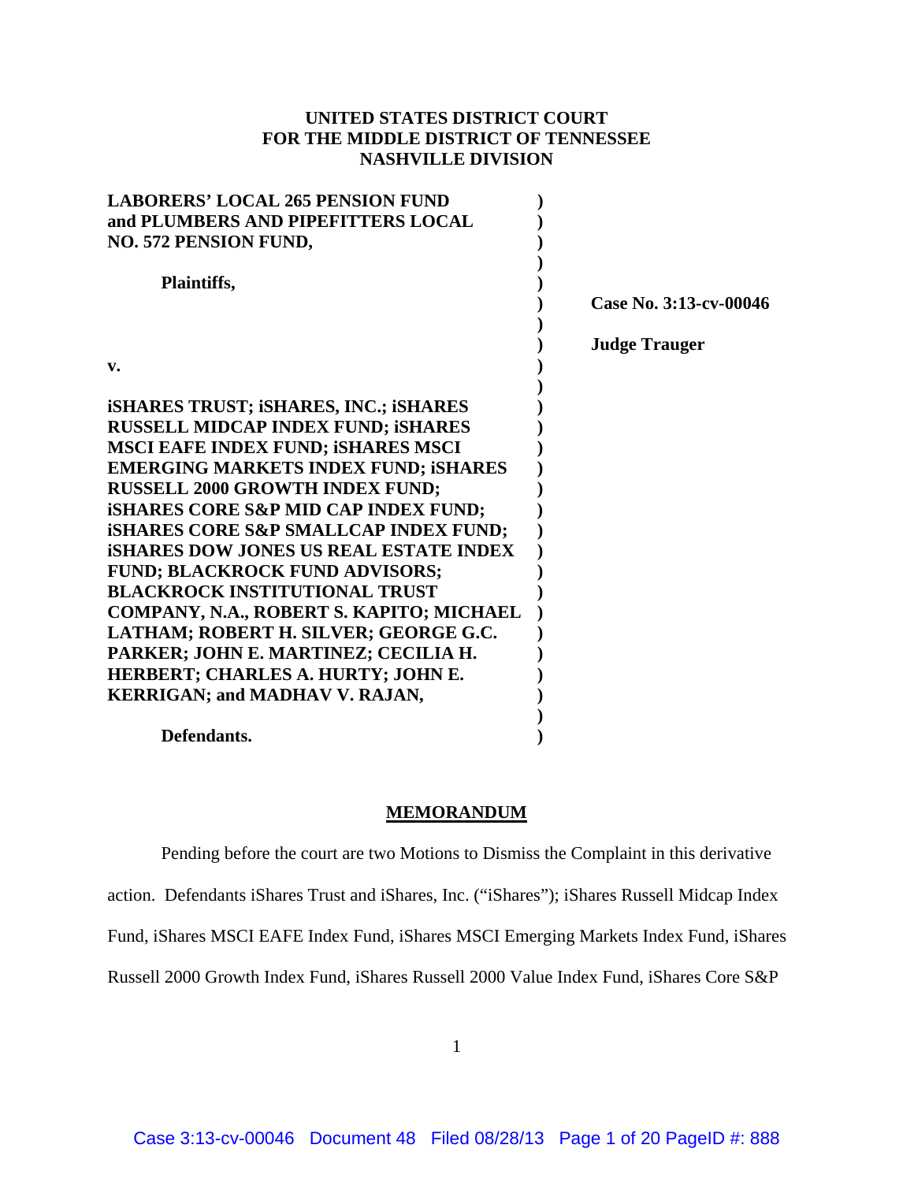**UNITED STATES DISTRICT COURT**
**FOR THE MIDDLE DISTRICT OF TENNESSEE**
**NASHVILLE DIVISION**

**LABORERS' LOCAL 265 PENSION FUND and PLUMBERS AND PIPEFITTERS LOCAL NO. 572 PENSION FUND,**

**Plaintiffs,**

**v.**

**iSHARES TRUST; iSHARES, INC.; iSHARES RUSSELL MIDCAP INDEX FUND; iSHARES MSCI EAFE INDEX FUND; iSHARES MSCI EMERGING MARKETS INDEX FUND; iSHARES RUSSELL 2000 GROWTH INDEX FUND; iSHARES CORE S&P MID CAP INDEX FUND; iSHARES CORE S&P SMALLCAP INDEX FUND; iSHARES DOW JONES US REAL ESTATE INDEX FUND; BLACKROCK FUND ADVISORS; BLACKROCK INSTITUTIONAL TRUST COMPANY, N.A., ROBERT S. KAPITO; MICHAEL LATHAM; ROBERT H. SILVER; GEORGE G.C. PARKER; JOHN E. MARTINEZ; CECILIA H. HERBERT; CHARLES A. HURTY; JOHN E. KERRIGAN; and MADHAV V. RAJAN,**

**Defendants.**

**Case No. 3:13-cv-00046**

**Judge Trauger**

## MEMORANDUM

Pending before the court are two Motions to Dismiss the Complaint in this derivative action. Defendants iShares Trust and iShares, Inc. ("iShares"); iShares Russell Midcap Index Fund, iShares MSCI EAFE Index Fund, iShares MSCI Emerging Markets Index Fund, iShares Russell 2000 Growth Index Fund, iShares Russell 2000 Value Index Fund, iShares Core S&P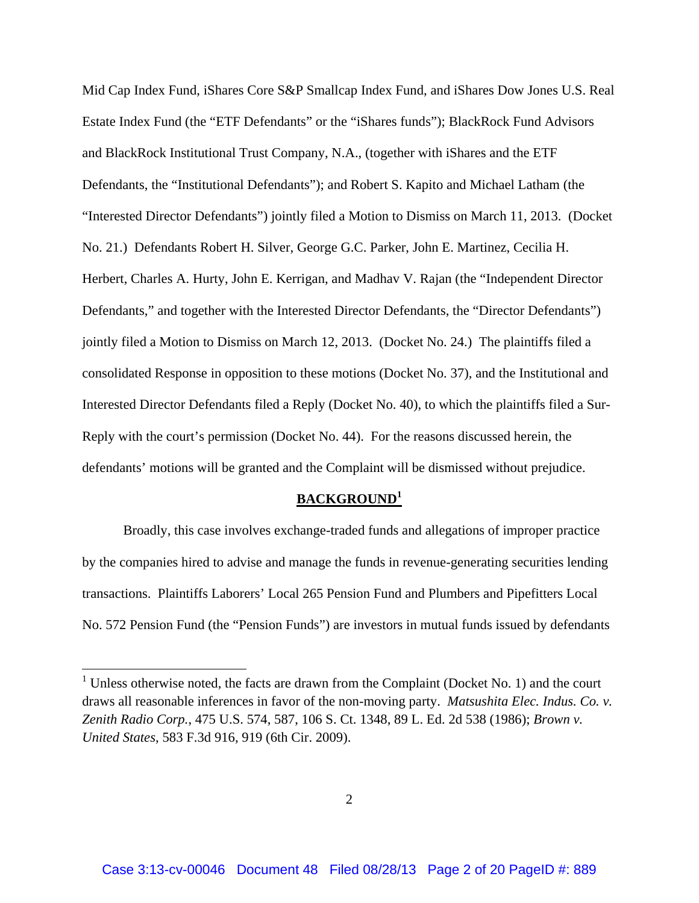Mid Cap Index Fund, iShares Core S&P Smallcap Index Fund, and iShares Dow Jones U.S. Real Estate Index Fund (the "ETF Defendants" or the "iShares funds"); BlackRock Fund Advisors and BlackRock Institutional Trust Company, N.A., (together with iShares and the ETF Defendants, the "Institutional Defendants"); and Robert S. Kapito and Michael Latham (the "Interested Director Defendants") jointly filed a Motion to Dismiss on March 11, 2013. (Docket No. 21.) Defendants Robert H. Silver, George G.C. Parker, John E. Martinez, Cecilia H. Herbert, Charles A. Hurty, John E. Kerrigan, and Madhav V. Rajan (the "Independent Director Defendants," and together with the Interested Director Defendants, the "Director Defendants") jointly filed a Motion to Dismiss on March 12, 2013. (Docket No. 24.) The plaintiffs filed a consolidated Response in opposition to these motions (Docket No. 37), and the Institutional and Interested Director Defendants filed a Reply (Docket No. 40), to which the plaintiffs filed a Sur-Reply with the court's permission (Docket No. 44). For the reasons discussed herein, the defendants' motions will be granted and the Complaint will be dismissed without prejudice.

## BACKGROUND[1]

Broadly, this case involves exchange-traded funds and allegations of improper practice by the companies hired to advise and manage the funds in revenue-generating securities lending transactions. Plaintiffs Laborers' Local 265 Pension Fund and Plumbers and Pipefitters Local No. 572 Pension Fund (the "Pension Funds") are investors in mutual funds issued by defendants

---

[1] Unless otherwise noted, the facts are drawn from the Complaint (Docket No. 1) and the court draws all reasonable inferences in favor of the non-moving party. *Matsushita Elec. Indus. Co. v. Zenith Radio Corp.*, 475 U.S. 574, 587, 106 S. Ct. 1348, 89 L. Ed. 2d 538 (1986); *Brown v. United States*, 583 F.3d 916, 919 (6th Cir. 2009).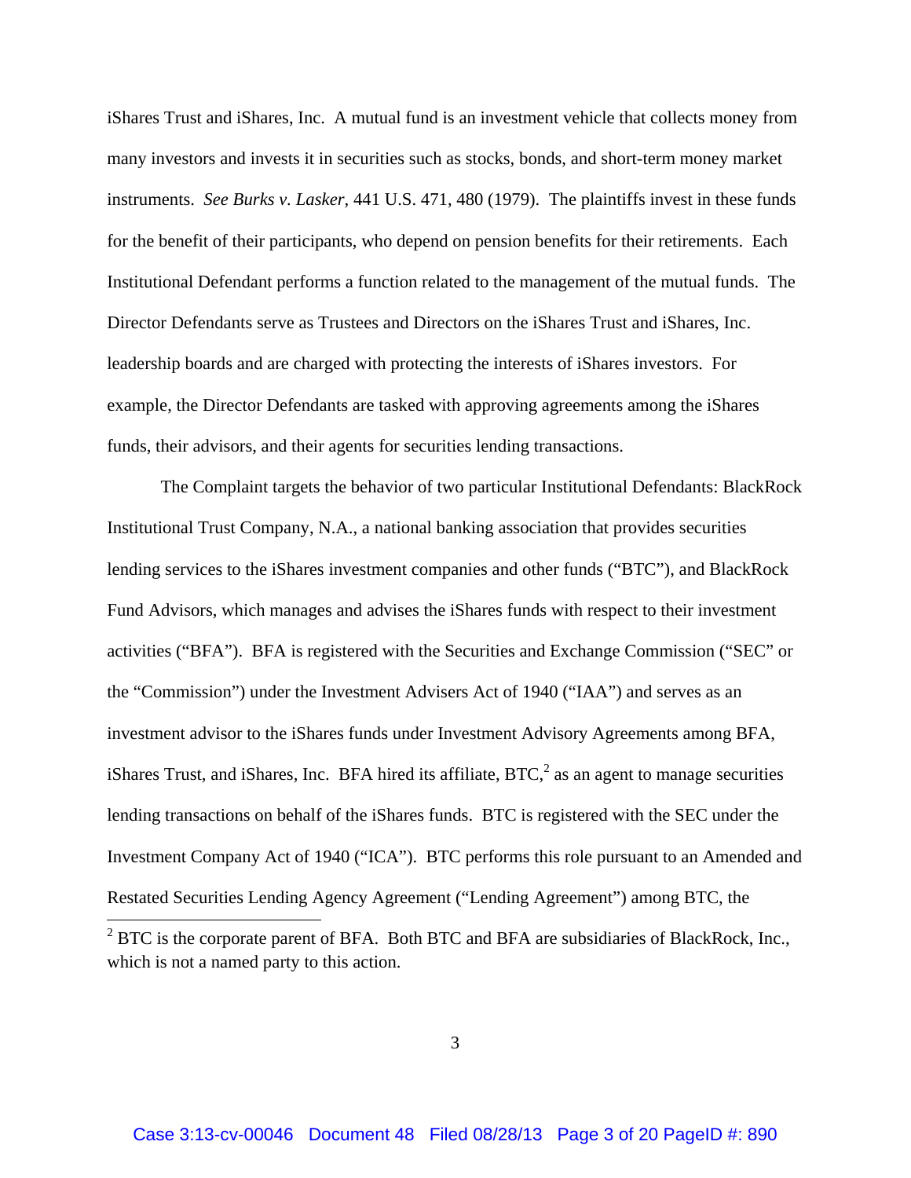iShares Trust and iShares, Inc. A mutual fund is an investment vehicle that collects money from many investors and invests it in securities such as stocks, bonds, and short-term money market instruments. *See Burks v. Lasker*, 441 U.S. 471, 480 (1979). The plaintiffs invest in these funds for the benefit of their participants, who depend on pension benefits for their retirements. Each Institutional Defendant performs a function related to the management of the mutual funds. The Director Defendants serve as Trustees and Directors on the iShares Trust and iShares, Inc. leadership boards and are charged with protecting the interests of iShares investors. For example, the Director Defendants are tasked with approving agreements among the iShares funds, their advisors, and their agents for securities lending transactions.

The Complaint targets the behavior of two particular Institutional Defendants: BlackRock Institutional Trust Company, N.A., a national banking association that provides securities lending services to the iShares investment companies and other funds ("BTC"), and BlackRock Fund Advisors, which manages and advises the iShares funds with respect to their investment activities ("BFA"). BFA is registered with the Securities and Exchange Commission ("SEC" or the "Commission") under the Investment Advisers Act of 1940 ("IAA") and serves as an investment advisor to the iShares funds under Investment Advisory Agreements among BFA, iShares Trust, and iShares, Inc. BFA hired its affiliate, BTC,[2] as an agent to manage securities lending transactions on behalf of the iShares funds. BTC is registered with the SEC under the Investment Company Act of 1940 ("ICA"). BTC performs this role pursuant to an Amended and Restated Securities Lending Agency Agreement ("Lending Agreement") among BTC, the

[2] BTC is the corporate parent of BFA. Both BTC and BFA are subsidiaries of BlackRock, Inc., which is not a named party to this action.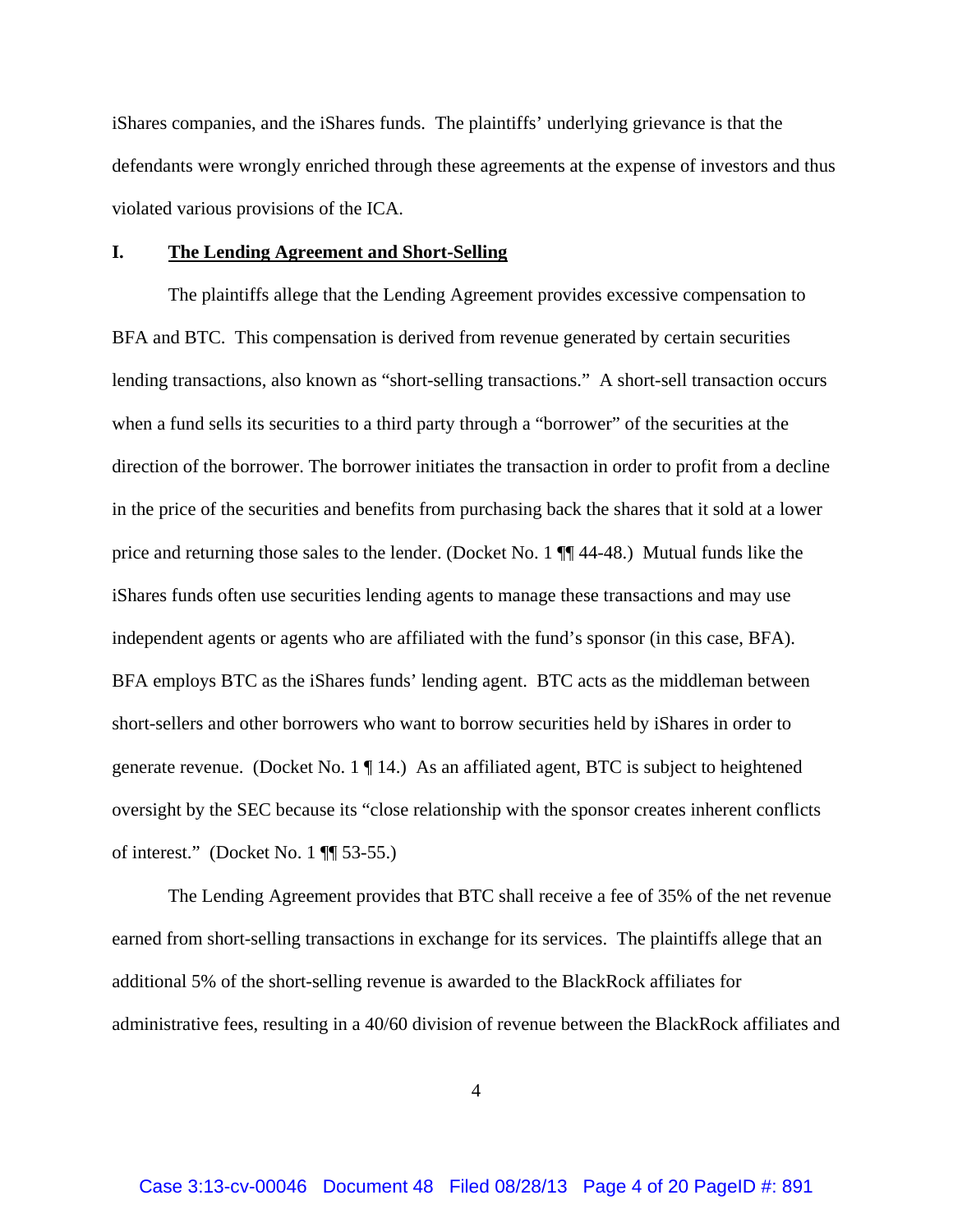iShares companies, and the iShares funds. The plaintiffs' underlying grievance is that the defendants were wrongly enriched through these agreements at the expense of investors and thus violated various provisions of the ICA.

## I. The Lending Agreement and Short-Selling

The plaintiffs allege that the Lending Agreement provides excessive compensation to BFA and BTC. This compensation is derived from revenue generated by certain securities lending transactions, also known as "short-selling transactions." A short-sell transaction occurs when a fund sells its securities to a third party through a "borrower" of the securities at the direction of the borrower. The borrower initiates the transaction in order to profit from a decline in the price of the securities and benefits from purchasing back the shares that it sold at a lower price and returning those sales to the lender. (Docket No. 1 ¶¶ 44-48.) Mutual funds like the iShares funds often use securities lending agents to manage these transactions and may use independent agents or agents who are affiliated with the fund's sponsor (in this case, BFA). BFA employs BTC as the iShares funds' lending agent. BTC acts as the middleman between short-sellers and other borrowers who want to borrow securities held by iShares in order to generate revenue. (Docket No. 1 ¶ 14.) As an affiliated agent, BTC is subject to heightened oversight by the SEC because its "close relationship with the sponsor creates inherent conflicts of interest." (Docket No. 1 ¶¶ 53-55.)

The Lending Agreement provides that BTC shall receive a fee of 35% of the net revenue earned from short-selling transactions in exchange for its services. The plaintiffs allege that an additional 5% of the short-selling revenue is awarded to the BlackRock affiliates for administrative fees, resulting in a 40/60 division of revenue between the BlackRock affiliates and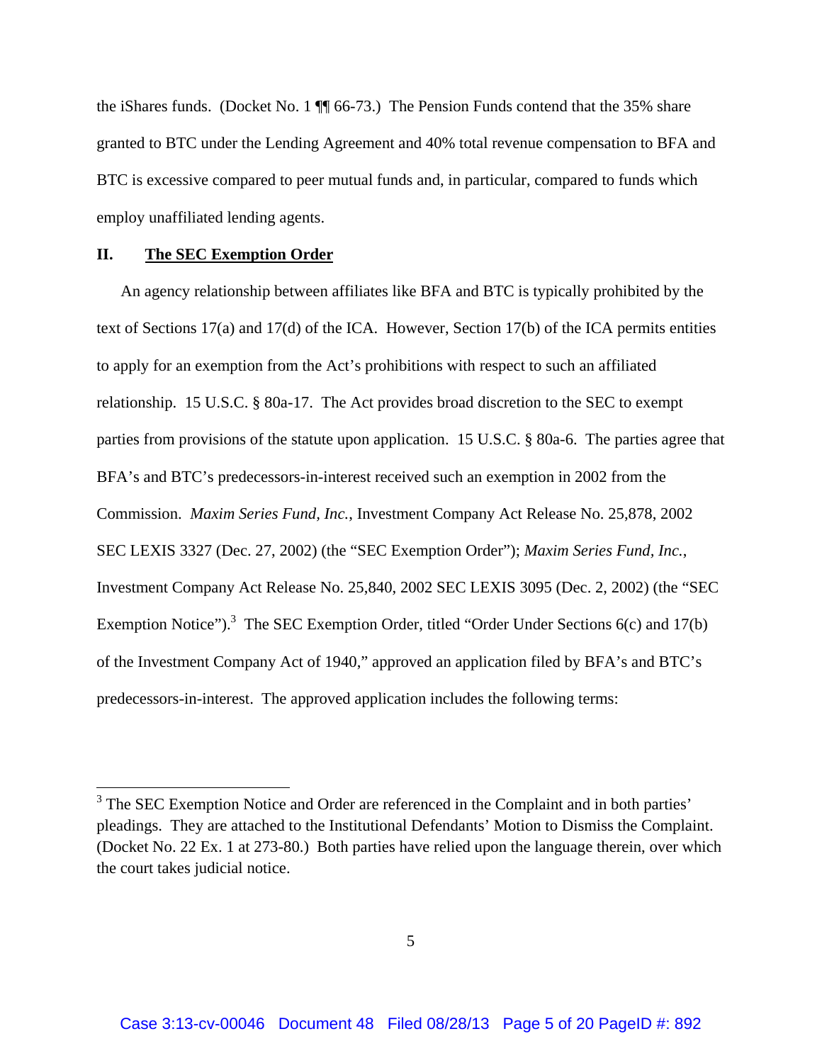the iShares funds. (Docket No. 1 ¶¶ 66-73.) The Pension Funds contend that the 35% share granted to BTC under the Lending Agreement and 40% total revenue compensation to BFA and BTC is excessive compared to peer mutual funds and, in particular, compared to funds which employ unaffiliated lending agents.

## II. **The SEC Exemption Order**

An agency relationship between affiliates like BFA and BTC is typically prohibited by the text of Sections 17(a) and 17(d) of the ICA. However, Section 17(b) of the ICA permits entities to apply for an exemption from the Act's prohibitions with respect to such an affiliated relationship. 15 U.S.C. § 80a-17. The Act provides broad discretion to the SEC to exempt parties from provisions of the statute upon application. 15 U.S.C. § 80a-6. The parties agree that BFA's and BTC's predecessors-in-interest received such an exemption in 2002 from the Commission. *Maxim Series Fund, Inc.*, Investment Company Act Release No. 25,878, 2002 SEC LEXIS 3327 (Dec. 27, 2002) (the "SEC Exemption Order"); *Maxim Series Fund, Inc.*, Investment Company Act Release No. 25,840, 2002 SEC LEXIS 3095 (Dec. 2, 2002) (the "SEC Exemption Notice").[3] The SEC Exemption Order, titled "Order Under Sections 6(c) and 17(b) of the Investment Company Act of 1940," approved an application filed by BFA's and BTC's predecessors-in-interest. The approved application includes the following terms:

---

[3] The SEC Exemption Notice and Order are referenced in the Complaint and in both parties' pleadings. They are attached to the Institutional Defendants' Motion to Dismiss the Complaint. (Docket No. 22 Ex. 1 at 273-80.) Both parties have relied upon the language therein, over which the court takes judicial notice.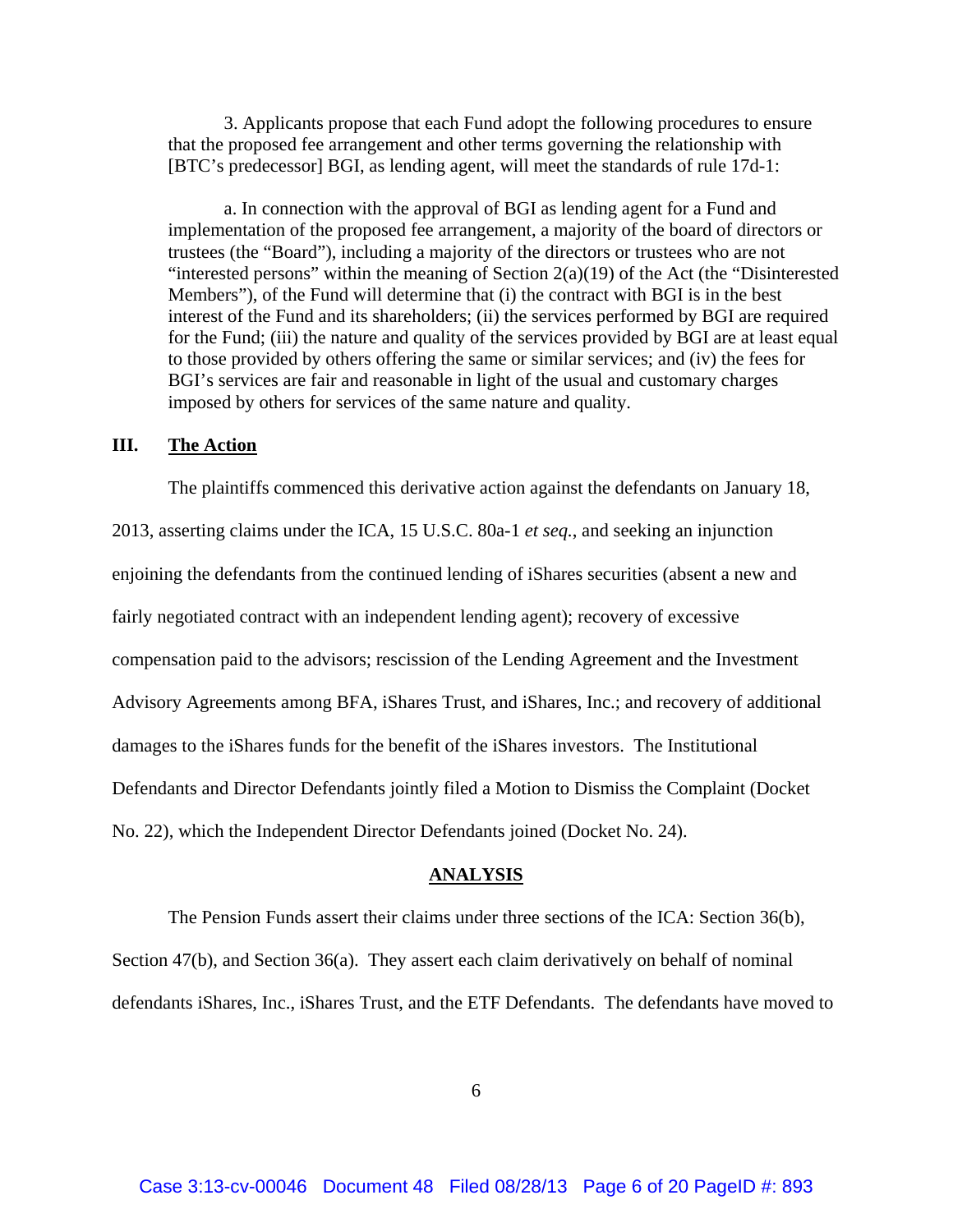3. Applicants propose that each Fund adopt the following procedures to ensure that the proposed fee arrangement and other terms governing the relationship with [BTC's predecessor] BGI, as lending agent, will meet the standards of rule 17d-1:

a. In connection with the approval of BGI as lending agent for a Fund and implementation of the proposed fee arrangement, a majority of the board of directors or trustees (the "Board"), including a majority of the directors or trustees who are not "interested persons" within the meaning of Section 2(a)(19) of the Act (the "Disinterested Members"), of the Fund will determine that (i) the contract with BGI is in the best interest of the Fund and its shareholders; (ii) the services performed by BGI are required for the Fund; (iii) the nature and quality of the services provided by BGI are at least equal to those provided by others offering the same or similar services; and (iv) the fees for BGI's services are fair and reasonable in light of the usual and customary charges imposed by others for services of the same nature and quality.

## III. <u>The Action</u>

The plaintiffs commenced this derivative action against the defendants on January 18, 2013, asserting claims under the ICA, 15 U.S.C. 80a-1 *et seq.*, and seeking an injunction enjoining the defendants from the continued lending of iShares securities (absent a new and fairly negotiated contract with an independent lending agent); recovery of excessive compensation paid to the advisors; rescission of the Lending Agreement and the Investment Advisory Agreements among BFA, iShares Trust, and iShares, Inc.; and recovery of additional damages to the iShares funds for the benefit of the iShares investors. The Institutional Defendants and Director Defendants jointly filed a Motion to Dismiss the Complaint (Docket No. 22), which the Independent Director Defendants joined (Docket No. 24).

## <u>ANALYSIS</u>

The Pension Funds assert their claims under three sections of the ICA: Section 36(b), Section 47(b), and Section 36(a). They assert each claim derivatively on behalf of nominal defendants iShares, Inc., iShares Trust, and the ETF Defendants. The defendants have moved to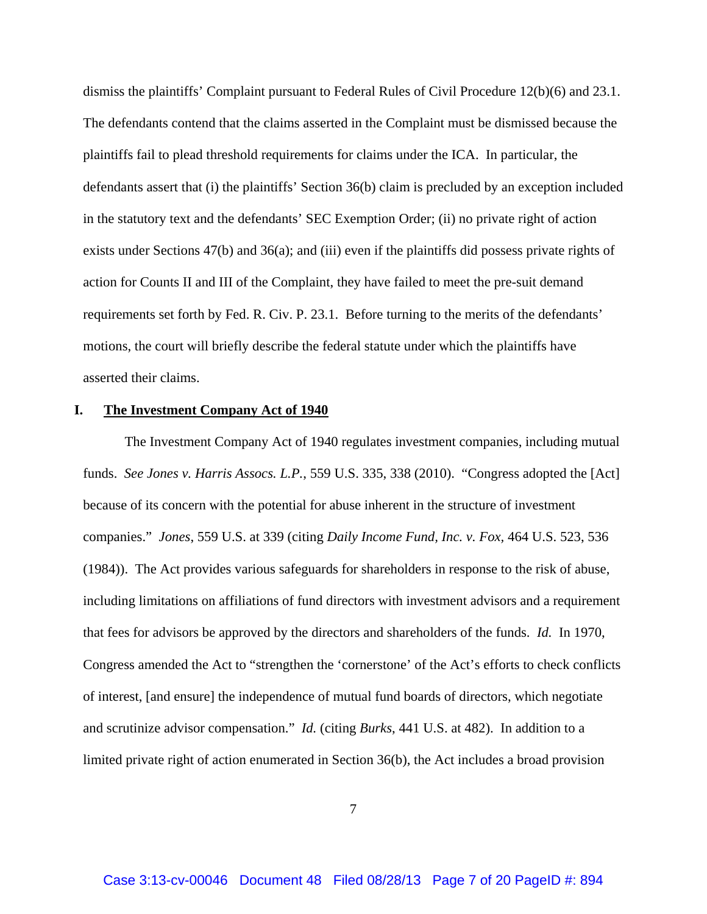dismiss the plaintiffs' Complaint pursuant to Federal Rules of Civil Procedure 12(b)(6) and 23.1. The defendants contend that the claims asserted in the Complaint must be dismissed because the plaintiffs fail to plead threshold requirements for claims under the ICA. In particular, the defendants assert that (i) the plaintiffs' Section 36(b) claim is precluded by an exception included in the statutory text and the defendants' SEC Exemption Order; (ii) no private right of action exists under Sections 47(b) and 36(a); and (iii) even if the plaintiffs did possess private rights of action for Counts II and III of the Complaint, they have failed to meet the pre-suit demand requirements set forth by Fed. R. Civ. P. 23.1. Before turning to the merits of the defendants' motions, the court will briefly describe the federal statute under which the plaintiffs have asserted their claims.

## I. **The Investment Company Act of 1940**

The Investment Company Act of 1940 regulates investment companies, including mutual funds. *See Jones v. Harris Assocs. L.P.*, 559 U.S. 335, 338 (2010). "Congress adopted the [Act] because of its concern with the potential for abuse inherent in the structure of investment companies." *Jones*, 559 U.S. at 339 (citing *Daily Income Fund, Inc. v. Fox*, 464 U.S. 523, 536 (1984)). The Act provides various safeguards for shareholders in response to the risk of abuse, including limitations on affiliations of fund directors with investment advisors and a requirement that fees for advisors be approved by the directors and shareholders of the funds. *Id.* In 1970, Congress amended the Act to "strengthen the 'cornerstone' of the Act's efforts to check conflicts of interest, [and ensure] the independence of mutual fund boards of directors, which negotiate and scrutinize advisor compensation." *Id.* (citing *Burks*, 441 U.S. at 482). In addition to a limited private right of action enumerated in Section 36(b), the Act includes a broad provision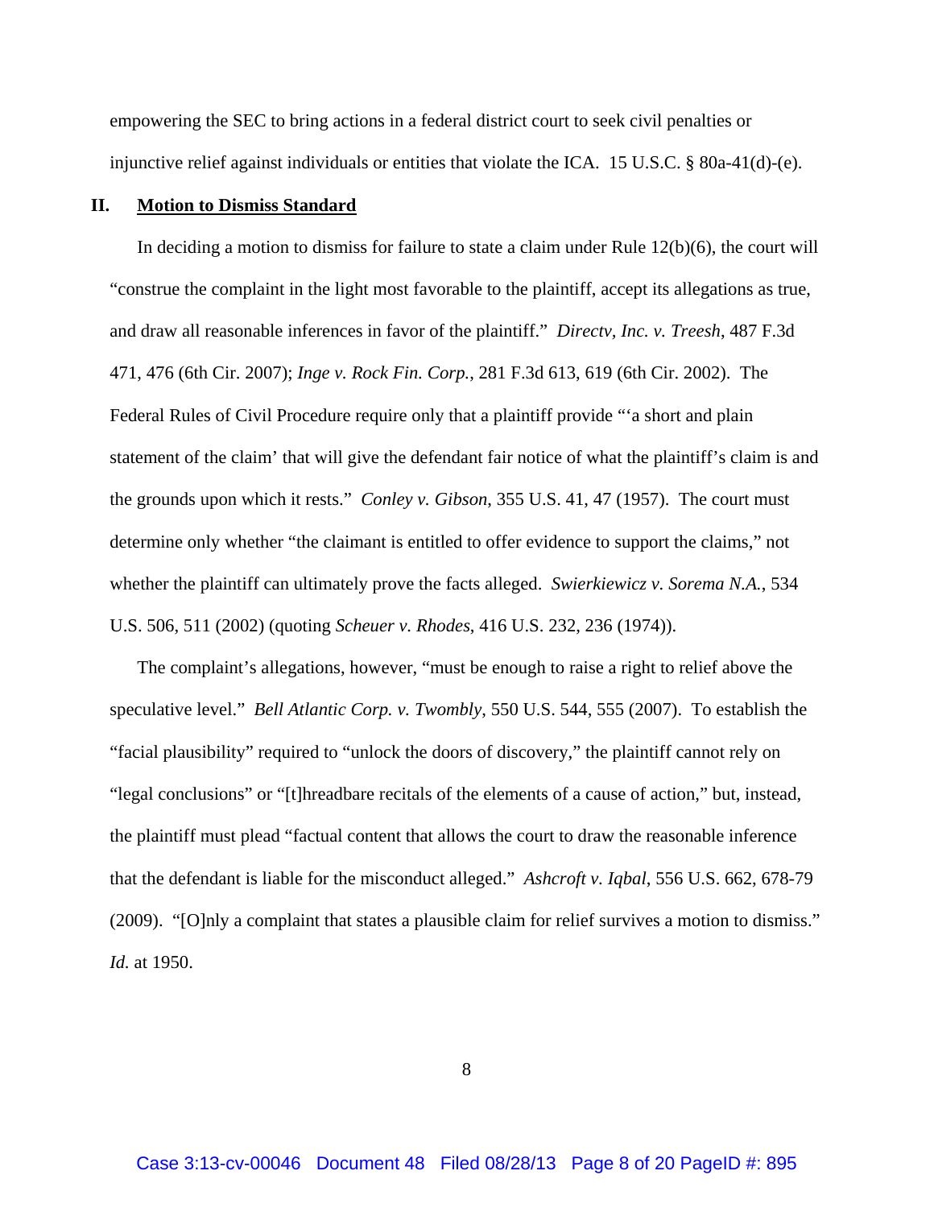empowering the SEC to bring actions in a federal district court to seek civil penalties or injunctive relief against individuals or entities that violate the ICA. 15 U.S.C. § 80a-41(d)-(e).

## II. Motion to Dismiss Standard

In deciding a motion to dismiss for failure to state a claim under Rule 12(b)(6), the court will "construe the complaint in the light most favorable to the plaintiff, accept its allegations as true, and draw all reasonable inferences in favor of the plaintiff." *Directv, Inc. v. Treesh*, 487 F.3d 471, 476 (6th Cir. 2007); *Inge v. Rock Fin. Corp.*, 281 F.3d 613, 619 (6th Cir. 2002). The Federal Rules of Civil Procedure require only that a plaintiff provide "'a short and plain statement of the claim' that will give the defendant fair notice of what the plaintiff's claim is and the grounds upon which it rests." *Conley v. Gibson*, 355 U.S. 41, 47 (1957). The court must determine only whether "the claimant is entitled to offer evidence to support the claims," not whether the plaintiff can ultimately prove the facts alleged. *Swierkiewicz v. Sorema N.A.*, 534 U.S. 506, 511 (2002) (quoting *Scheuer v. Rhodes*, 416 U.S. 232, 236 (1974)).

The complaint's allegations, however, "must be enough to raise a right to relief above the speculative level." *Bell Atlantic Corp. v. Twombly*, 550 U.S. 544, 555 (2007). To establish the "facial plausibility" required to "unlock the doors of discovery," the plaintiff cannot rely on "legal conclusions" or "[t]hreadbare recitals of the elements of a cause of action," but, instead, the plaintiff must plead "factual content that allows the court to draw the reasonable inference that the defendant is liable for the misconduct alleged." *Ashcroft v. Iqbal*, 556 U.S. 662, 678-79 (2009). "[O]nly a complaint that states a plausible claim for relief survives a motion to dismiss." *Id.* at 1950.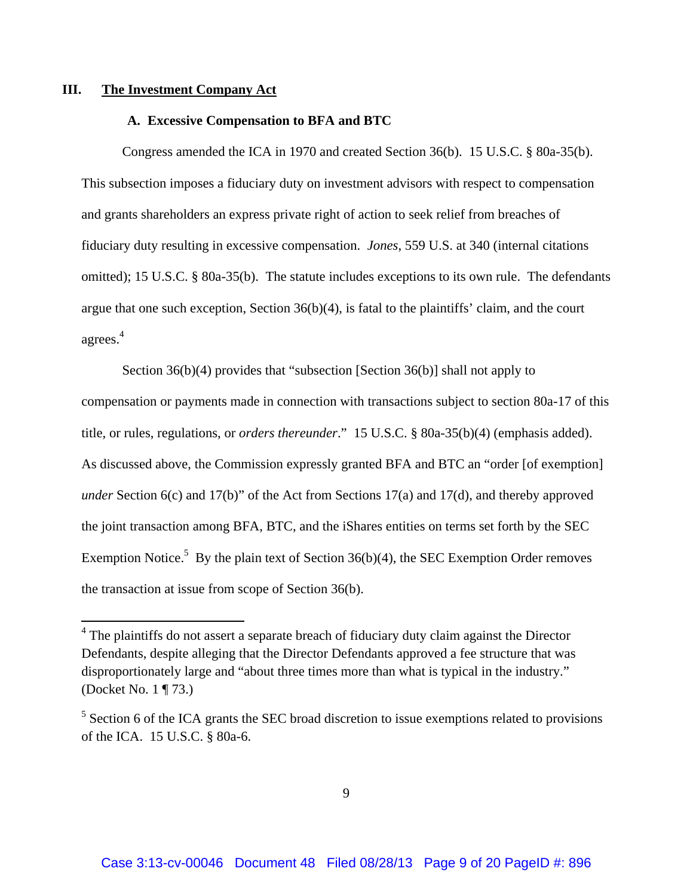## III. The Investment Company Act

### A. Excessive Compensation to BFA and BTC

Congress amended the ICA in 1970 and created Section 36(b). 15 U.S.C. § 80a-35(b). This subsection imposes a fiduciary duty on investment advisors with respect to compensation and grants shareholders an express private right of action to seek relief from breaches of fiduciary duty resulting in excessive compensation. *Jones*, 559 U.S. at 340 (internal citations omitted); 15 U.S.C. § 80a-35(b). The statute includes exceptions to its own rule. The defendants argue that one such exception, Section 36(b)(4), is fatal to the plaintiffs' claim, and the court agrees.[4]

Section 36(b)(4) provides that "subsection [Section 36(b)] shall not apply to compensation or payments made in connection with transactions subject to section 80a-17 of this title, or rules, regulations, or *orders thereunder*." 15 U.S.C. § 80a-35(b)(4) (emphasis added). As discussed above, the Commission expressly granted BFA and BTC an "order [of exemption] *under* Section 6(c) and 17(b)" of the Act from Sections 17(a) and 17(d), and thereby approved the joint transaction among BFA, BTC, and the iShares entities on terms set forth by the SEC Exemption Notice.[5] By the plain text of Section 36(b)(4), the SEC Exemption Order removes the transaction at issue from scope of Section 36(b).

---

[4] The plaintiffs do not assert a separate breach of fiduciary duty claim against the Director Defendants, despite alleging that the Director Defendants approved a fee structure that was disproportionately large and "about three times more than what is typical in the industry." (Docket No. 1 ¶ 73.)

[5] Section 6 of the ICA grants the SEC broad discretion to issue exemptions related to provisions of the ICA. 15 U.S.C. § 80a-6.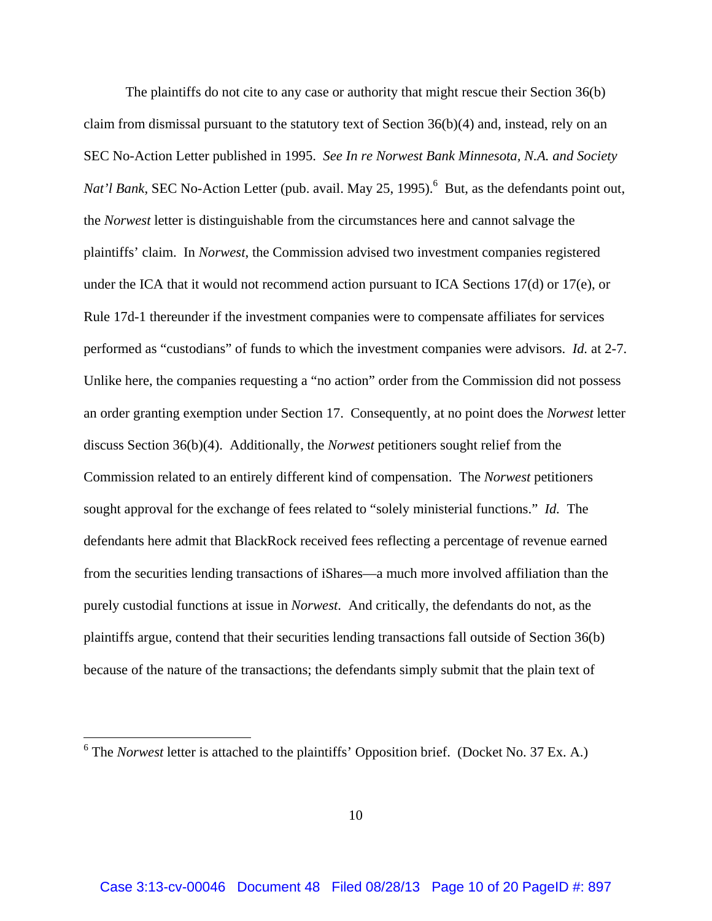The plaintiffs do not cite to any case or authority that might rescue their Section 36(b) claim from dismissal pursuant to the statutory text of Section 36(b)(4) and, instead, rely on an SEC No-Action Letter published in 1995. *See In re Norwest Bank Minnesota, N.A. and Society Nat'l Bank*, SEC No-Action Letter (pub. avail. May 25, 1995).[6] But, as the defendants point out, the *Norwest* letter is distinguishable from the circumstances here and cannot salvage the plaintiffs' claim. In *Norwest*, the Commission advised two investment companies registered under the ICA that it would not recommend action pursuant to ICA Sections 17(d) or 17(e), or Rule 17d-1 thereunder if the investment companies were to compensate affiliates for services performed as "custodians" of funds to which the investment companies were advisors. *Id.* at 2-7. Unlike here, the companies requesting a "no action" order from the Commission did not possess an order granting exemption under Section 17. Consequently, at no point does the *Norwest* letter discuss Section 36(b)(4). Additionally, the *Norwest* petitioners sought relief from the Commission related to an entirely different kind of compensation. The *Norwest* petitioners sought approval for the exchange of fees related to "solely ministerial functions." *Id.* The defendants here admit that BlackRock received fees reflecting a percentage of revenue earned from the securities lending transactions of iShares—a much more involved affiliation than the purely custodial functions at issue in *Norwest*. And critically, the defendants do not, as the plaintiffs argue, contend that their securities lending transactions fall outside of Section 36(b) because of the nature of the transactions; the defendants simply submit that the plain text of

---

[6] The *Norwest* letter is attached to the plaintiffs' Opposition brief. (Docket No. 37 Ex. A.)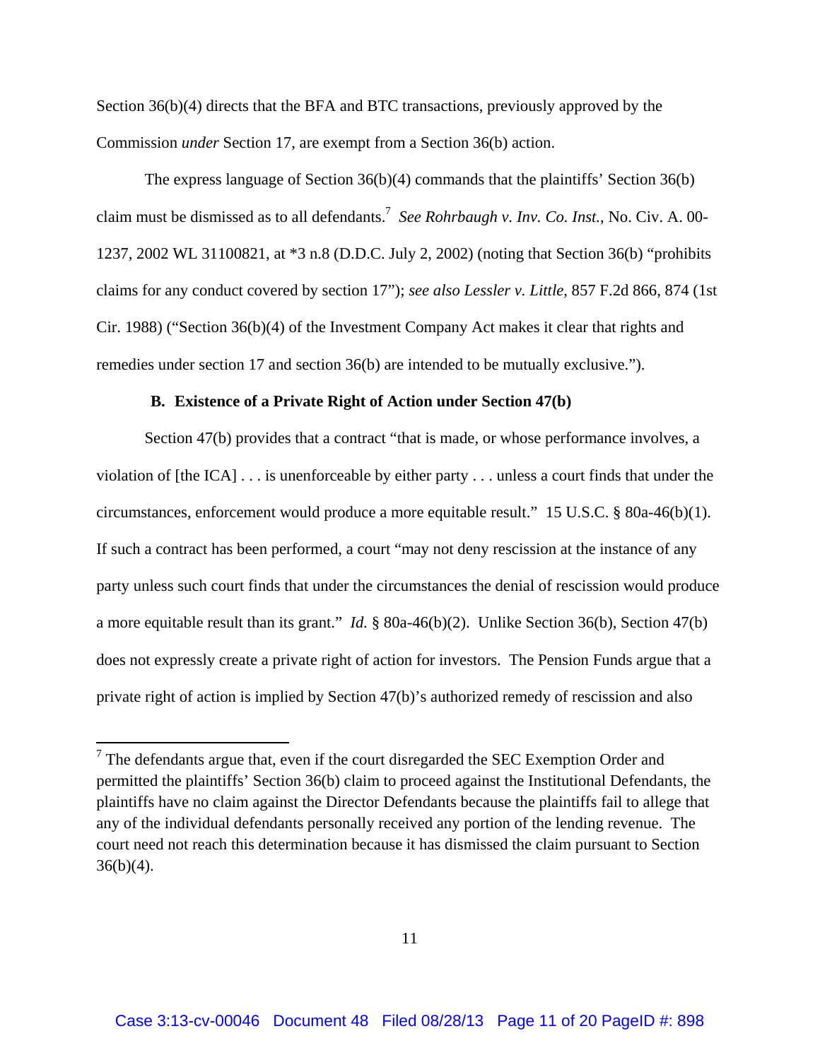Section 36(b)(4) directs that the BFA and BTC transactions, previously approved by the Commission *under* Section 17, are exempt from a Section 36(b) action.

The express language of Section 36(b)(4) commands that the plaintiffs' Section 36(b) claim must be dismissed as to all defendants.[7] *See Rohrbaugh v. Inv. Co. Inst.*, No. Civ. A. 00-1237, 2002 WL 31100821, at *3 n.8 (D.D.C. July 2, 2002) (noting that Section 36(b) "prohibits claims for any conduct covered by section 17"); *see also Lessler v. Little*, 857 F.2d 866, 874 (1st Cir. 1988) ("Section 36(b)(4) of the Investment Company Act makes it clear that rights and remedies under section 17 and section 36(b) are intended to be mutually exclusive.").

### B. Existence of a Private Right of Action under Section 47(b)

Section 47(b) provides that a contract "that is made, or whose performance involves, a violation of [the ICA] . . . is unenforceable by either party . . . unless a court finds that under the circumstances, enforcement would produce a more equitable result." 15 U.S.C. § 80a-46(b)(1). If such a contract has been performed, a court "may not deny rescission at the instance of any party unless such court finds that under the circumstances the denial of rescission would produce a more equitable result than its grant." *Id.* § 80a-46(b)(2). Unlike Section 36(b), Section 47(b) does not expressly create a private right of action for investors. The Pension Funds argue that a private right of action is implied by Section 47(b)'s authorized remedy of rescission and also

---

[7] The defendants argue that, even if the court disregarded the SEC Exemption Order and permitted the plaintiffs' Section 36(b) claim to proceed against the Institutional Defendants, the plaintiffs have no claim against the Director Defendants because the plaintiffs fail to allege that any of the individual defendants personally received any portion of the lending revenue. The court need not reach this determination because it has dismissed the claim pursuant to Section 36(b)(4).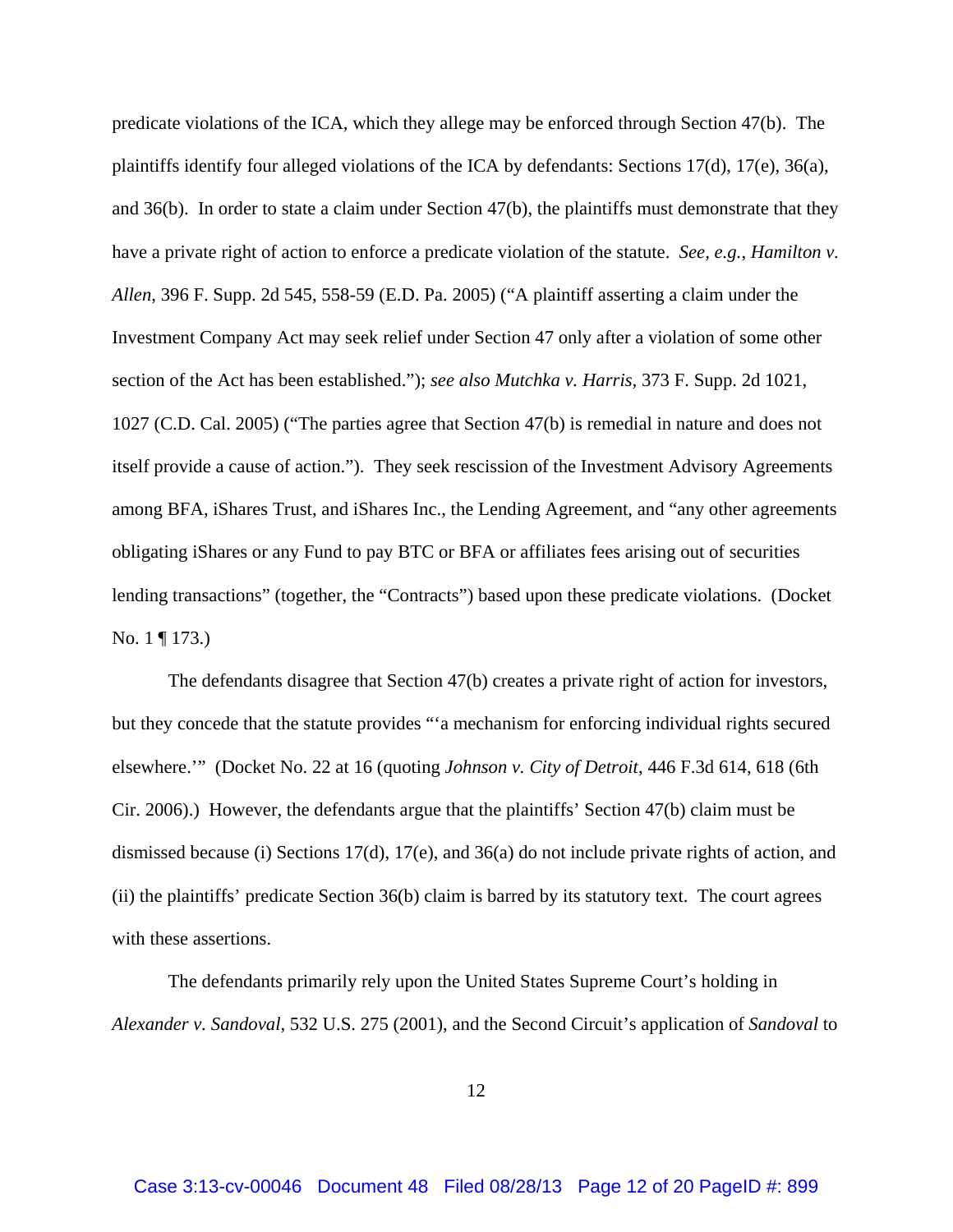predicate violations of the ICA, which they allege may be enforced through Section 47(b). The plaintiffs identify four alleged violations of the ICA by defendants: Sections 17(d), 17(e), 36(a), and 36(b). In order to state a claim under Section 47(b), the plaintiffs must demonstrate that they have a private right of action to enforce a predicate violation of the statute. *See, e.g.*, *Hamilton v. Allen*, 396 F. Supp. 2d 545, 558-59 (E.D. Pa. 2005) ("A plaintiff asserting a claim under the Investment Company Act may seek relief under Section 47 only after a violation of some other section of the Act has been established."); *see also Mutchka v. Harris*, 373 F. Supp. 2d 1021, 1027 (C.D. Cal. 2005) ("The parties agree that Section 47(b) is remedial in nature and does not itself provide a cause of action."). They seek rescission of the Investment Advisory Agreements among BFA, iShares Trust, and iShares Inc., the Lending Agreement, and "any other agreements obligating iShares or any Fund to pay BTC or BFA or affiliates fees arising out of securities lending transactions" (together, the "Contracts") based upon these predicate violations. (Docket No. 1 ¶ 173.)

The defendants disagree that Section 47(b) creates a private right of action for investors, but they concede that the statute provides "'a mechanism for enforcing individual rights secured elsewhere.'" (Docket No. 22 at 16 (quoting *Johnson v. City of Detroit*, 446 F.3d 614, 618 (6th Cir. 2006).) However, the defendants argue that the plaintiffs' Section 47(b) claim must be dismissed because (i) Sections 17(d), 17(e), and 36(a) do not include private rights of action, and (ii) the plaintiffs' predicate Section 36(b) claim is barred by its statutory text. The court agrees with these assertions.

The defendants primarily rely upon the United States Supreme Court's holding in *Alexander v. Sandoval*, 532 U.S. 275 (2001), and the Second Circuit's application of *Sandoval* to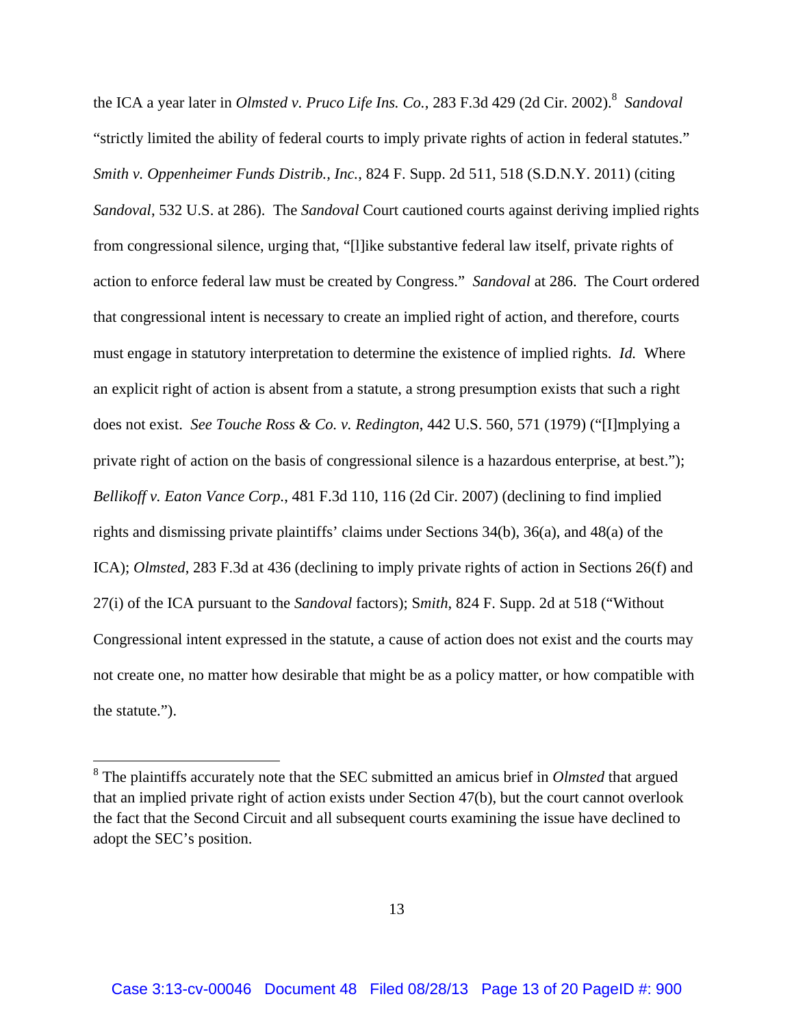the ICA a year later in *Olmsted v. Pruco Life Ins. Co.*, 283 F.3d 429 (2d Cir. 2002).[8] *Sandoval* "strictly limited the ability of federal courts to imply private rights of action in federal statutes." *Smith v. Oppenheimer Funds Distrib., Inc.*, 824 F. Supp. 2d 511, 518 (S.D.N.Y. 2011) (citing *Sandoval*, 532 U.S. at 286). The *Sandoval* Court cautioned courts against deriving implied rights from congressional silence, urging that, "[l]ike substantive federal law itself, private rights of action to enforce federal law must be created by Congress." *Sandoval* at 286. The Court ordered that congressional intent is necessary to create an implied right of action, and therefore, courts must engage in statutory interpretation to determine the existence of implied rights. *Id.* Where an explicit right of action is absent from a statute, a strong presumption exists that such a right does not exist. *See Touche Ross & Co. v. Redington*, 442 U.S. 560, 571 (1979) ("[I]mplying a private right of action on the basis of congressional silence is a hazardous enterprise, at best."); *Bellikoff v. Eaton Vance Corp.*, 481 F.3d 110, 116 (2d Cir. 2007) (declining to find implied rights and dismissing private plaintiffs' claims under Sections 34(b), 36(a), and 48(a) of the ICA); *Olmsted*, 283 F.3d at 436 (declining to imply private rights of action in Sections 26(f) and 27(i) of the ICA pursuant to the *Sandoval* factors); S*mith*, 824 F. Supp. 2d at 518 ("Without Congressional intent expressed in the statute, a cause of action does not exist and the courts may not create one, no matter how desirable that might be as a policy matter, or how compatible with the statute.").

---

[8] The plaintiffs accurately note that the SEC submitted an amicus brief in *Olmsted* that argued that an implied private right of action exists under Section 47(b), but the court cannot overlook the fact that the Second Circuit and all subsequent courts examining the issue have declined to adopt the SEC's position.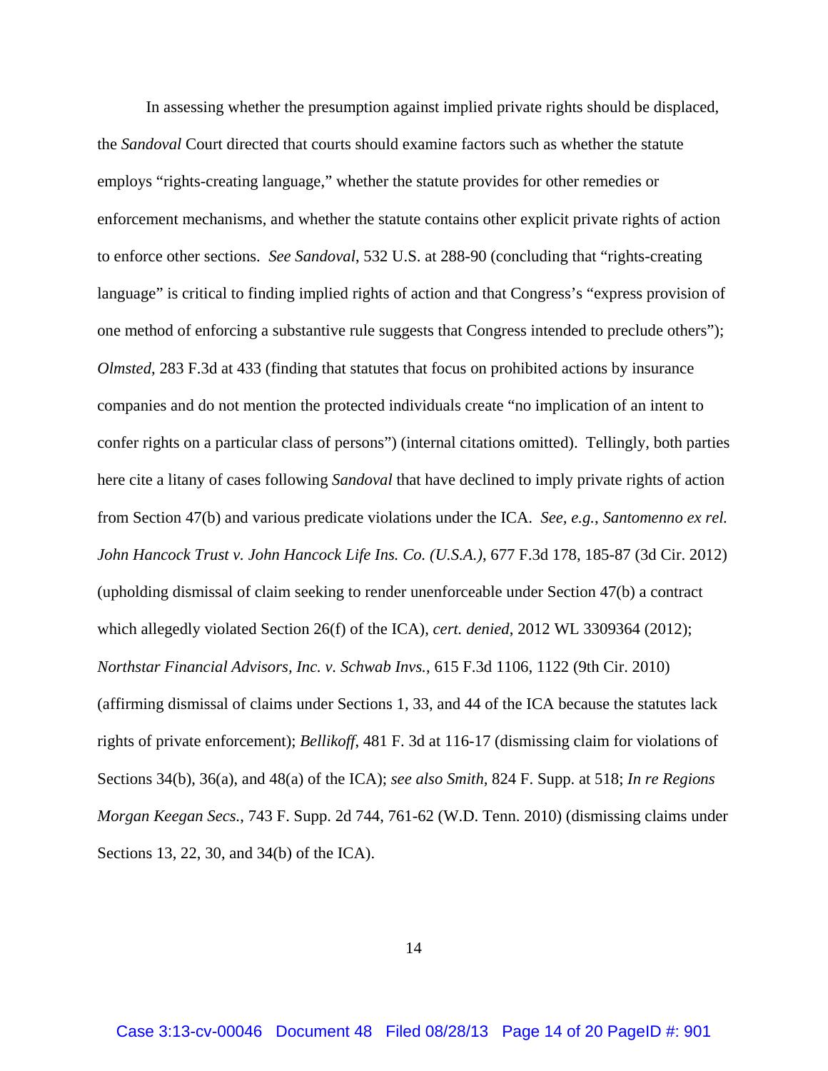In assessing whether the presumption against implied private rights should be displaced, the *Sandoval* Court directed that courts should examine factors such as whether the statute employs "rights-creating language," whether the statute provides for other remedies or enforcement mechanisms, and whether the statute contains other explicit private rights of action to enforce other sections. *See Sandoval*, 532 U.S. at 288-90 (concluding that "rights-creating language" is critical to finding implied rights of action and that Congress's "express provision of one method of enforcing a substantive rule suggests that Congress intended to preclude others"); *Olmsted*, 283 F.3d at 433 (finding that statutes that focus on prohibited actions by insurance companies and do not mention the protected individuals create "no implication of an intent to confer rights on a particular class of persons") (internal citations omitted). Tellingly, both parties here cite a litany of cases following *Sandoval* that have declined to imply private rights of action from Section 47(b) and various predicate violations under the ICA. *See, e.g.*, *Santomenno ex rel. John Hancock Trust v. John Hancock Life Ins. Co. (U.S.A.)*, 677 F.3d 178, 185-87 (3d Cir. 2012) (upholding dismissal of claim seeking to render unenforceable under Section 47(b) a contract which allegedly violated Section 26(f) of the ICA), *cert. denied*, 2012 WL 3309364 (2012); *Northstar Financial Advisors, Inc. v. Schwab Invs.*, 615 F.3d 1106, 1122 (9th Cir. 2010) (affirming dismissal of claims under Sections 1, 33, and 44 of the ICA because the statutes lack rights of private enforcement); *Bellikoff*, 481 F. 3d at 116-17 (dismissing claim for violations of Sections 34(b), 36(a), and 48(a) of the ICA); *see also Smith*, 824 F. Supp. at 518; *In re Regions Morgan Keegan Secs.*, 743 F. Supp. 2d 744, 761-62 (W.D. Tenn. 2010) (dismissing claims under Sections 13, 22, 30, and 34(b) of the ICA).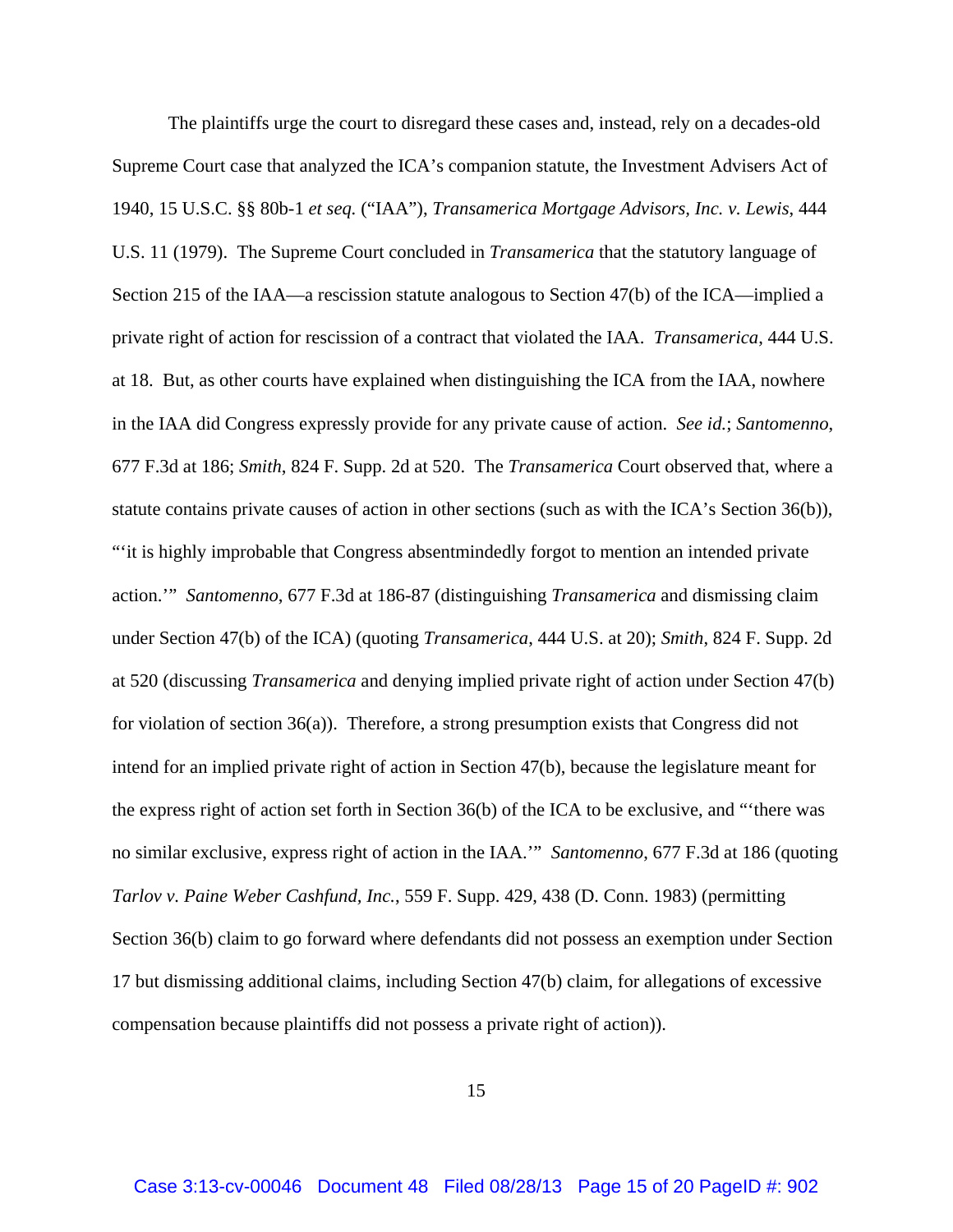The plaintiffs urge the court to disregard these cases and, instead, rely on a decades-old Supreme Court case that analyzed the ICA's companion statute, the Investment Advisers Act of 1940, 15 U.S.C. §§ 80b-1 *et seq.* ("IAA"), *Transamerica Mortgage Advisors, Inc. v. Lewis*, 444 U.S. 11 (1979). The Supreme Court concluded in *Transamerica* that the statutory language of Section 215 of the IAA—a rescission statute analogous to Section 47(b) of the ICA—implied a private right of action for rescission of a contract that violated the IAA. *Transamerica*, 444 U.S. at 18. But, as other courts have explained when distinguishing the ICA from the IAA, nowhere in the IAA did Congress expressly provide for any private cause of action. *See id.*; *Santomenno*, 677 F.3d at 186; *Smith*, 824 F. Supp. 2d at 520. The *Transamerica* Court observed that, where a statute contains private causes of action in other sections (such as with the ICA's Section 36(b)), "'it is highly improbable that Congress absentmindedly forgot to mention an intended private action.'" *Santomenno*, 677 F.3d at 186-87 (distinguishing *Transamerica* and dismissing claim under Section 47(b) of the ICA) (quoting *Transamerica*, 444 U.S. at 20); *Smith*, 824 F. Supp. 2d at 520 (discussing *Transamerica* and denying implied private right of action under Section 47(b) for violation of section 36(a)). Therefore, a strong presumption exists that Congress did not intend for an implied private right of action in Section 47(b), because the legislature meant for the express right of action set forth in Section 36(b) of the ICA to be exclusive, and "'there was no similar exclusive, express right of action in the IAA.'" *Santomenno*, 677 F.3d at 186 (quoting *Tarlov v. Paine Weber Cashfund, Inc.*, 559 F. Supp. 429, 438 (D. Conn. 1983) (permitting Section 36(b) claim to go forward where defendants did not possess an exemption under Section 17 but dismissing additional claims, including Section 47(b) claim, for allegations of excessive compensation because plaintiffs did not possess a private right of action)).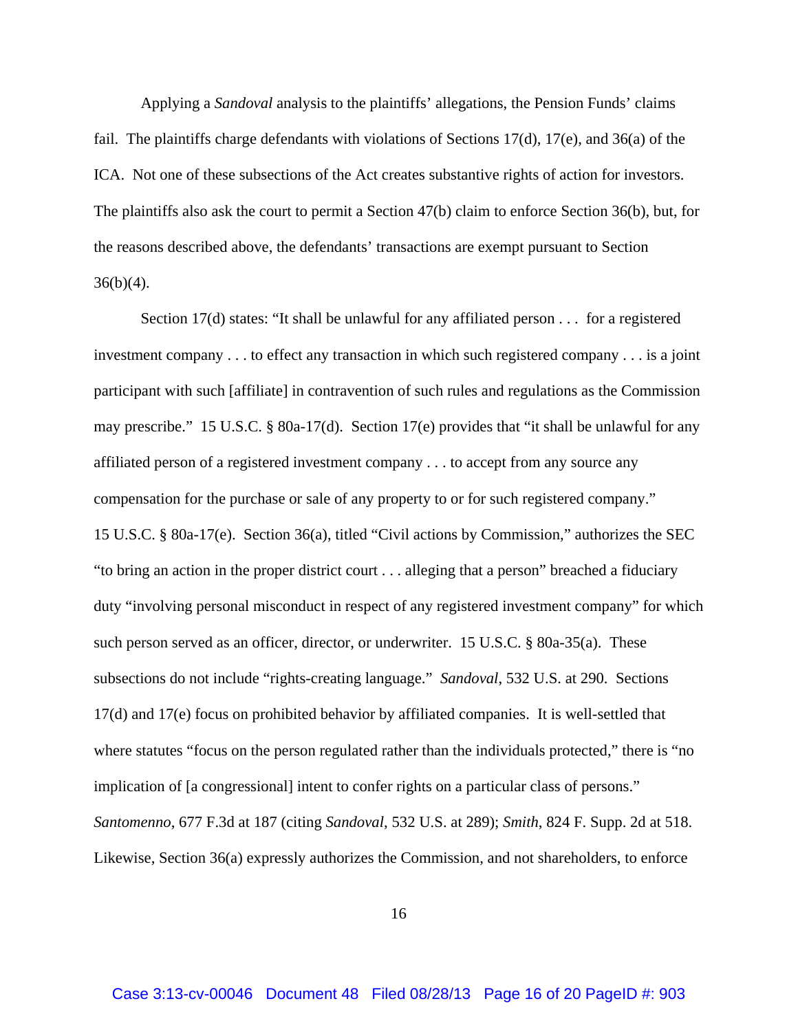Applying a *Sandoval* analysis to the plaintiffs' allegations, the Pension Funds' claims fail. The plaintiffs charge defendants with violations of Sections 17(d), 17(e), and 36(a) of the ICA. Not one of these subsections of the Act creates substantive rights of action for investors. The plaintiffs also ask the court to permit a Section 47(b) claim to enforce Section 36(b), but, for the reasons described above, the defendants' transactions are exempt pursuant to Section 36(b)(4).

Section 17(d) states: "It shall be unlawful for any affiliated person . . . for a registered investment company . . . to effect any transaction in which such registered company . . . is a joint participant with such [affiliate] in contravention of such rules and regulations as the Commission may prescribe." 15 U.S.C. § 80a-17(d). Section 17(e) provides that "it shall be unlawful for any affiliated person of a registered investment company . . . to accept from any source any compensation for the purchase or sale of any property to or for such registered company." 15 U.S.C. § 80a-17(e). Section 36(a), titled "Civil actions by Commission," authorizes the SEC "to bring an action in the proper district court . . . alleging that a person" breached a fiduciary duty "involving personal misconduct in respect of any registered investment company" for which such person served as an officer, director, or underwriter. 15 U.S.C. § 80a-35(a). These subsections do not include "rights-creating language." *Sandoval*, 532 U.S. at 290. Sections 17(d) and 17(e) focus on prohibited behavior by affiliated companies. It is well-settled that where statutes "focus on the person regulated rather than the individuals protected," there is "no implication of [a congressional] intent to confer rights on a particular class of persons." *Santomenno*, 677 F.3d at 187 (citing *Sandoval*, 532 U.S. at 289); *Smith*, 824 F. Supp. 2d at 518. Likewise, Section 36(a) expressly authorizes the Commission, and not shareholders, to enforce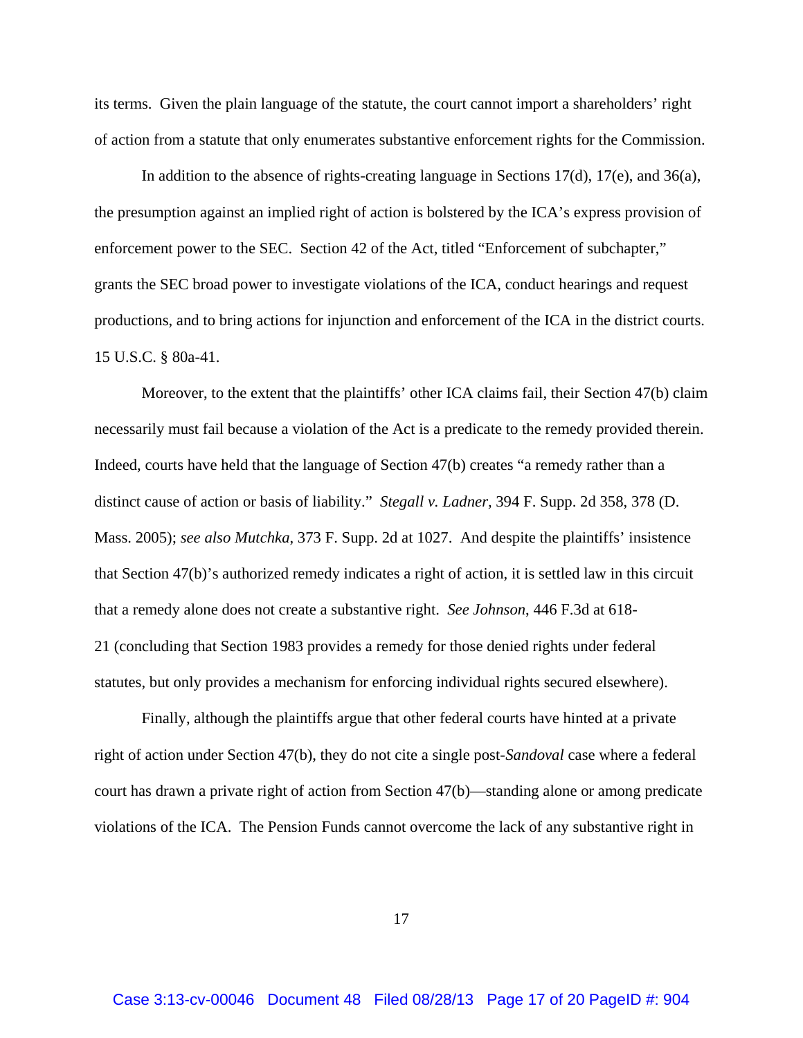its terms. Given the plain language of the statute, the court cannot import a shareholders' right of action from a statute that only enumerates substantive enforcement rights for the Commission.

In addition to the absence of rights-creating language in Sections 17(d), 17(e), and 36(a), the presumption against an implied right of action is bolstered by the ICA's express provision of enforcement power to the SEC. Section 42 of the Act, titled "Enforcement of subchapter," grants the SEC broad power to investigate violations of the ICA, conduct hearings and request productions, and to bring actions for injunction and enforcement of the ICA in the district courts. 15 U.S.C. § 80a-41.

Moreover, to the extent that the plaintiffs' other ICA claims fail, their Section 47(b) claim necessarily must fail because a violation of the Act is a predicate to the remedy provided therein. Indeed, courts have held that the language of Section 47(b) creates "a remedy rather than a distinct cause of action or basis of liability." *Stegall v. Ladner*, 394 F. Supp. 2d 358, 378 (D. Mass. 2005); *see also Mutchka*, 373 F. Supp. 2d at 1027. And despite the plaintiffs' insistence that Section 47(b)'s authorized remedy indicates a right of action, it is settled law in this circuit that a remedy alone does not create a substantive right. *See Johnson*, 446 F.3d at 618-21 (concluding that Section 1983 provides a remedy for those denied rights under federal statutes, but only provides a mechanism for enforcing individual rights secured elsewhere).

Finally, although the plaintiffs argue that other federal courts have hinted at a private right of action under Section 47(b), they do not cite a single post-*Sandoval* case where a federal court has drawn a private right of action from Section 47(b)—standing alone or among predicate violations of the ICA. The Pension Funds cannot overcome the lack of any substantive right in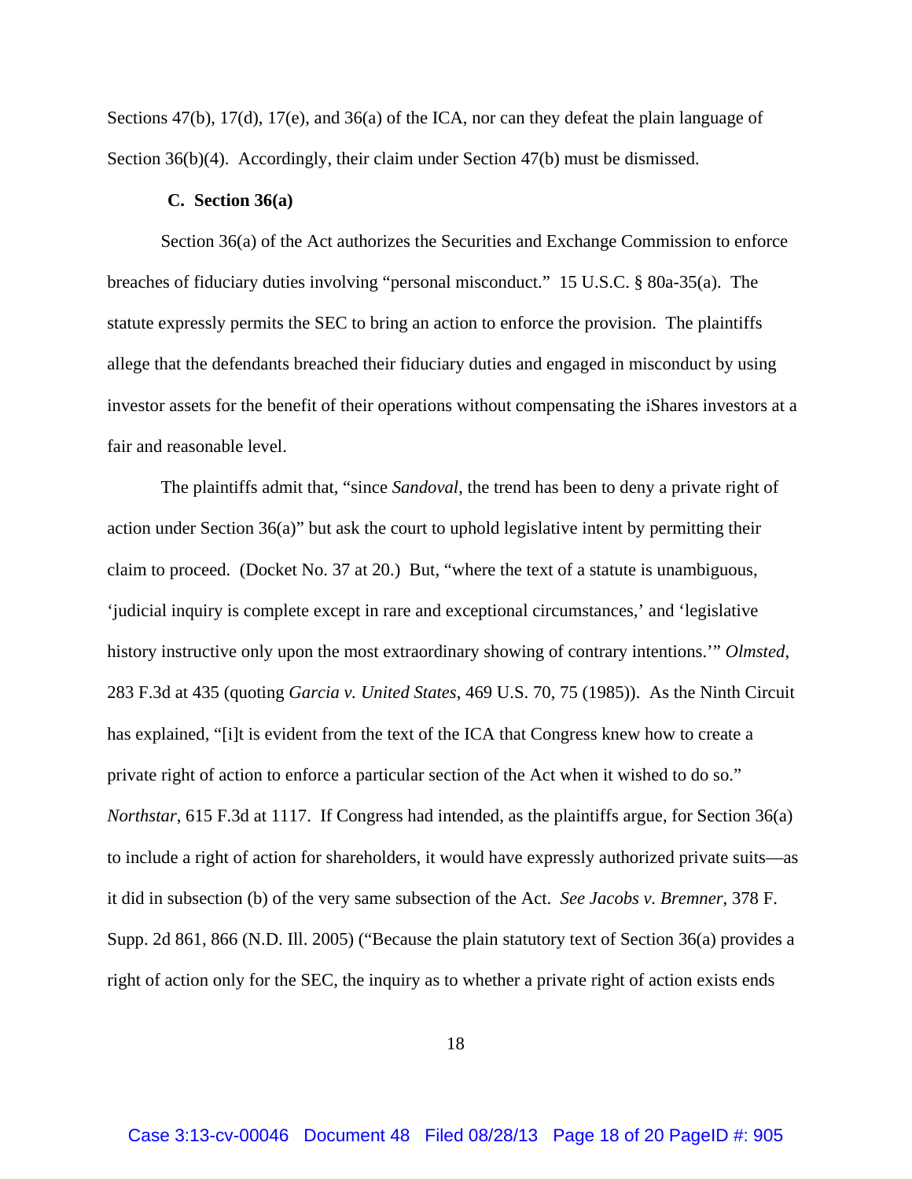Sections 47(b), 17(d), 17(e), and 36(a) of the ICA, nor can they defeat the plain language of Section 36(b)(4). Accordingly, their claim under Section 47(b) must be dismissed.

**C. Section 36(a)**

Section 36(a) of the Act authorizes the Securities and Exchange Commission to enforce breaches of fiduciary duties involving "personal misconduct." 15 U.S.C. § 80a-35(a). The statute expressly permits the SEC to bring an action to enforce the provision. The plaintiffs allege that the defendants breached their fiduciary duties and engaged in misconduct by using investor assets for the benefit of their operations without compensating the iShares investors at a fair and reasonable level.

The plaintiffs admit that, "since *Sandoval*, the trend has been to deny a private right of action under Section 36(a)" but ask the court to uphold legislative intent by permitting their claim to proceed. (Docket No. 37 at 20.) But, "where the text of a statute is unambiguous, 'judicial inquiry is complete except in rare and exceptional circumstances,' and 'legislative history instructive only upon the most extraordinary showing of contrary intentions.'" *Olmsted*, 283 F.3d at 435 (quoting *Garcia v. United States*, 469 U.S. 70, 75 (1985)). As the Ninth Circuit has explained, "[i]t is evident from the text of the ICA that Congress knew how to create a private right of action to enforce a particular section of the Act when it wished to do so." *Northstar*, 615 F.3d at 1117. If Congress had intended, as the plaintiffs argue, for Section 36(a) to include a right of action for shareholders, it would have expressly authorized private suits—as it did in subsection (b) of the very same subsection of the Act. *See Jacobs v. Bremner*, 378 F. Supp. 2d 861, 866 (N.D. Ill. 2005) ("Because the plain statutory text of Section 36(a) provides a right of action only for the SEC, the inquiry as to whether a private right of action exists ends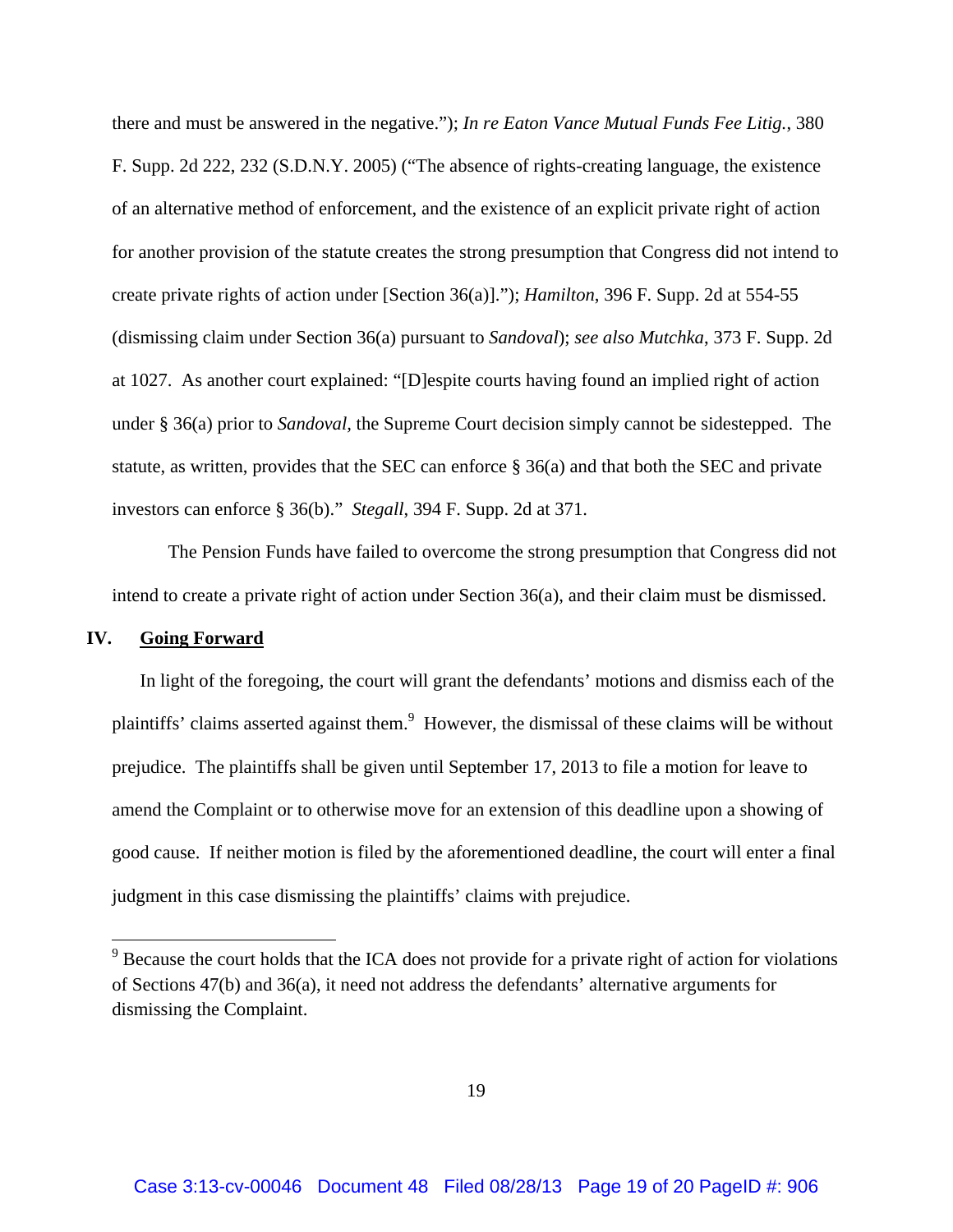there and must be answered in the negative."); *In re Eaton Vance Mutual Funds Fee Litig.*, 380 F. Supp. 2d 222, 232 (S.D.N.Y. 2005) ("The absence of rights-creating language, the existence of an alternative method of enforcement, and the existence of an explicit private right of action for another provision of the statute creates the strong presumption that Congress did not intend to create private rights of action under [Section 36(a)]."); *Hamilton*, 396 F. Supp. 2d at 554-55 (dismissing claim under Section 36(a) pursuant to *Sandoval*); *see also Mutchka*, 373 F. Supp. 2d at 1027. As another court explained: "[D]espite courts having found an implied right of action under § 36(a) prior to *Sandoval,* the Supreme Court decision simply cannot be sidestepped. The statute, as written, provides that the SEC can enforce § 36(a) and that both the SEC and private investors can enforce § 36(b)." *Stegall*, 394 F. Supp. 2d at 371.

The Pension Funds have failed to overcome the strong presumption that Congress did not intend to create a private right of action under Section 36(a), and their claim must be dismissed.

## IV. Going Forward

In light of the foregoing, the court will grant the defendants' motions and dismiss each of the plaintiffs' claims asserted against them.[9] However, the dismissal of these claims will be without prejudice. The plaintiffs shall be given until September 17, 2013 to file a motion for leave to amend the Complaint or to otherwise move for an extension of this deadline upon a showing of good cause. If neither motion is filed by the aforementioned deadline, the court will enter a final judgment in this case dismissing the plaintiffs' claims with prejudice.

---

[9] Because the court holds that the ICA does not provide for a private right of action for violations of Sections 47(b) and 36(a), it need not address the defendants' alternative arguments for dismissing the Complaint.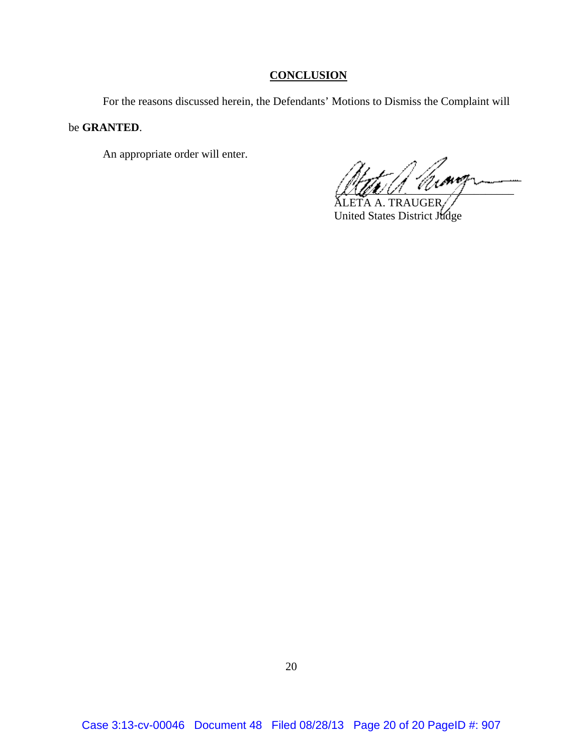## **CONCLUSION**

For the reasons discussed herein, the Defendants' Motions to Dismiss the Complaint will be **GRANTED**.

An appropriate order will enter.

ALETA A. TRAUGER
United States District Judge